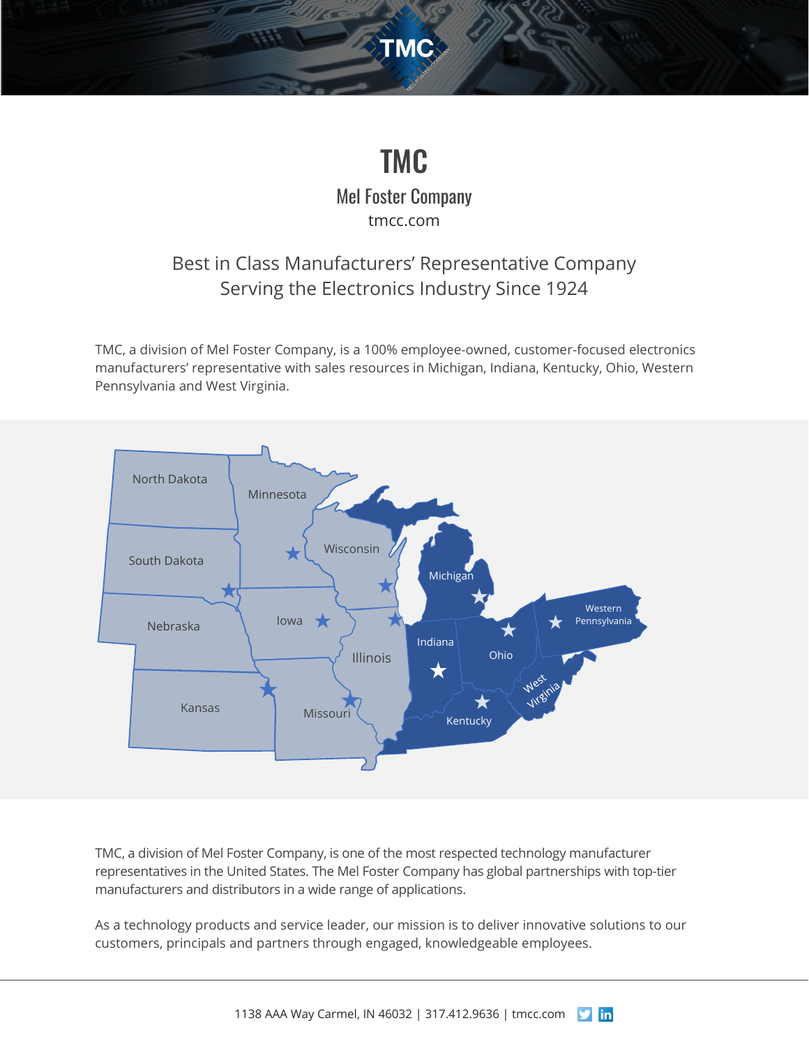# TMC

## Mel Foster Company

tmcc.com

Best in Class Manufacturers' Representative Company
Serving the Electronics Industry Since 1924

TMC, a division of Mel Foster Company, is a 100% employee-owned, customer-focused electronics manufacturers' representative with sales resources in Michigan, Indiana, Kentucky, Ohio, Western Pennsylvania and West Virginia.

North Dakota
Minnesota
South Dakota
Wisconsin
Michigan
Nebraska
Iowa
Illinois
Indiana
Ohio
Western Pennsylvania
Kansas
Missouri
Kentucky
West Virginia

TMC, a division of Mel Foster Company, is one of the most respected technology manufacturer representatives in the United States. The Mel Foster Company has global partnerships with top-tier manufacturers and distributors in a wide range of applications.

As a technology products and service leader, our mission is to deliver innovative solutions to our customers, principals and partners through engaged, knowledgeable employees.

1138 AAA Way Carmel, IN 46032 | 317.412.9636 | tmcc.com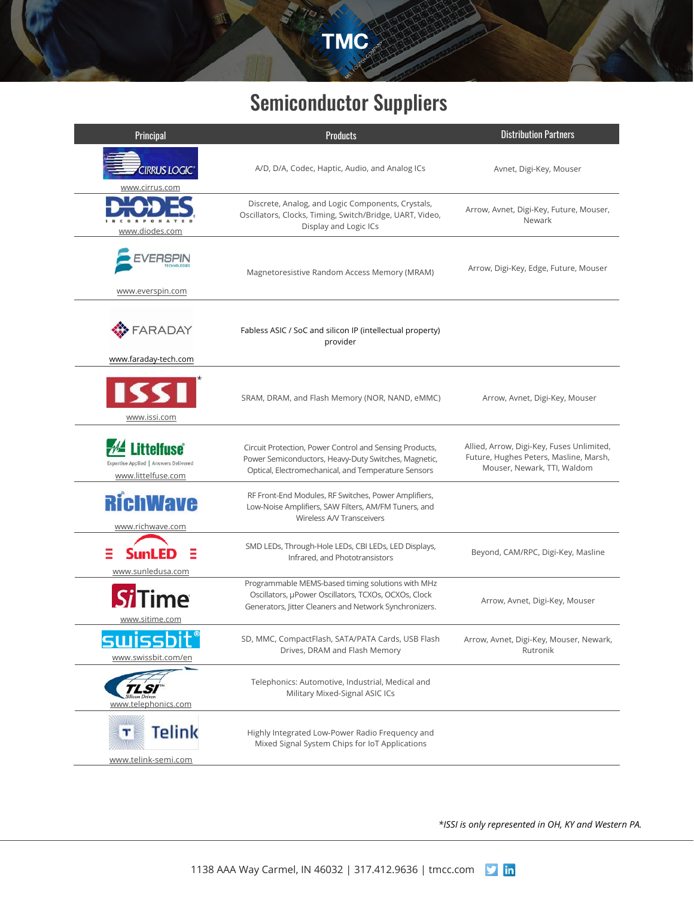# Semiconductor Suppliers

| Principal | Products | Distribution Partners |
|---|---|---|
| CIRRUS LOGIC www.cirrus.com | A/D, D/A, Codec, Haptic, Audio, and Analog ICs | Avnet, Digi-Key, Mouser |
| DIODES INCORPORATED www.diodes.com | Discrete, Analog, and Logic Components, Crystals, Oscillators, Clocks, Timing, Switch/Bridge, UART, Video, Display and Logic ICs | Arrow, Avnet, Digi-Key, Future, Mouser, Newark |
| EVERSPIN TECHNOLOGIES www.everspin.com | Magnetoresistive Random Access Memory (MRAM) | Arrow, Digi-Key, Edge, Future, Mouser |
| FARADAY www.faraday-tech.com | Fabless ASIC / SoC and silicon IP (intellectual property) provider | |
| ISSI* www.issi.com | SRAM, DRAM, and Flash Memory (NOR, NAND, eMMC) | Arrow, Avnet, Digi-Key, Mouser |
| Littelfuse Expertise Applied \| Answers Delivered www.littelfuse.com | Circuit Protection, Power Control and Sensing Products, Power Semiconductors, Heavy-Duty Switches, Magnetic, Optical, Electromechanical, and Temperature Sensors | Allied, Arrow, Digi-Key, Fuses Unlimited, Future, Hughes Peters, Masline, Marsh, Mouser, Newark, TTI, Waldom |
| RichWave www.richwave.com | RF Front-End Modules, RF Switches, Power Amplifiers, Low-Noise Amplifiers, SAW Filters, AM/FM Tuners, and Wireless A/V Transceivers | |
| SunLED www.sunledusa.com | SMD LEDs, Through-Hole LEDs, CBI LEDs, LED Displays, Infrared, and Phototransistors | Beyond, CAM/RPC, Digi-Key, Masline |
| SiTime www.sitime.com | Programmable MEMS-based timing solutions with MHz Oscillators, µPower Oscillators, TCXOs, OCXOs, Clock Generators, Jitter Cleaners and Network Synchronizers. | Arrow, Avnet, Digi-Key, Mouser |
| swissbit www.swissbit.com/en | SD, MMC, CompactFlash, SATA/PATA Cards, USB Flash Drives, DRAM and Flash Memory | Arrow, Avnet, Digi-Key, Mouser, Newark, Rutronik |
| TLSI Silicon Driven www.telephonics.com | Telephonics: Automotive, Industrial, Medical and Military Mixed-Signal ASIC ICs | |
| Telink www.telink-semi.com | Highly Integrated Low-Power Radio Frequency and Mixed Signal System Chips for IoT Applications | |

*\*ISSI is only represented in OH, KY and Western PA.*

1138 AAA Way Carmel, IN 46032 | 317.412.9636 | tmcc.com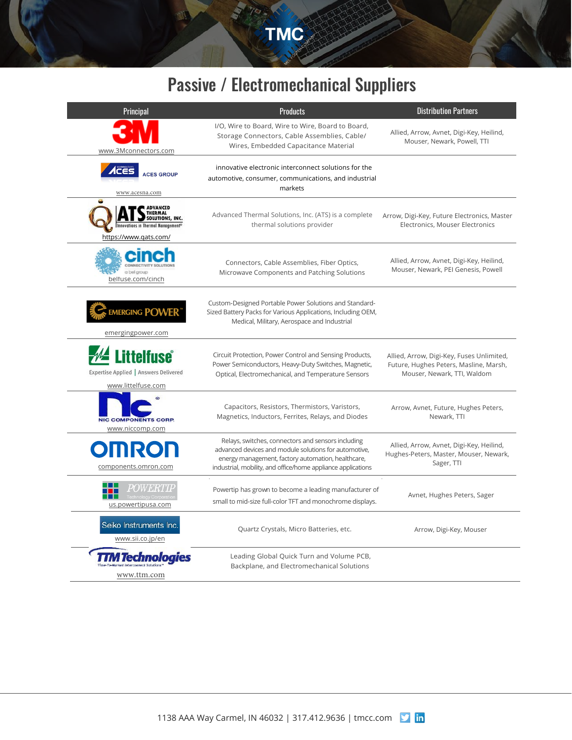# Passive / Electromechanical Suppliers

| Principal | Products | Distribution Partners |
| --- | --- | --- |
| 3M www.3Mconnectors.com | I/O, Wire to Board, Wire to Wire, Board to Board, Storage Connectors, Cable Assemblies, Cable/ Wires, Embedded Capacitance Material | Allied, Arrow, Avnet, Digi-Key, Heilind, Mouser, Newark, Powell, TTI |
| ACES GROUP www.acesna.com | innovative electronic interconnect solutions for the automotive, consumer, communications, and industrial markets | |
| ATS Advanced Thermal Solutions, Inc. – Innovations in Thermal Management https://www.qats.com/ | Advanced Thermal Solutions, Inc. (ATS) is a complete thermal solutions provider | Arrow, Digi-Key, Future Electronics, Master Electronics, Mouser Electronics |
| cinch Connectivity Solutions – a bel group beltuse.com/cinch | Connectors, Cable Assemblies, Fiber Optics, Microwave Components and Patching Solutions | Allied, Arrow, Avnet, Digi-Key, Heilind, Mouser, Newark, PEI Genesis, Powell |
| Emerging Power emergingpower.com | Custom-Designed Portable Power Solutions and Standard-Sized Battery Packs for Various Applications, Including OEM, Medical, Military, Aerospace and Industrial | |
| Littelfuse – Expertise Applied \| Answers Delivered www.littelfuse.com | Circuit Protection, Power Control and Sensing Products, Power Semiconductors, Heavy-Duty Switches, Magnetic, Optical, Electromechanical, and Temperature Sensors | Allied, Arrow, Digi-Key, Fuses Unlimited, Future, Hughes Peters, Masline, Marsh, Mouser, Newark, TTI, Waldom |
| NIC Components Corp. www.niccomp.com | Capacitors, Resistors, Thermistors, Varistors, Magnetics, Inductors, Ferrites, Relays, and Diodes | Arrow, Avnet, Future, Hughes Peters, Newark, TTI |
| OMRON components.omron.com | Relays, switches, connectors and sensors including advanced devices and module solutions for automotive, energy management, factory automation, healthcare, industrial, mobility, and office/home appliance applications | Allied, Arrow, Avnet, Digi-Key, Heilind, Hughes-Peters, Master, Mouser, Newark, Sager, TTI |
| Powertip Technology Corporation us.powertipusa.com | Powertip has grown to become a leading manufacturer of small to mid-size full-color TFT and monochrome displays. | Avnet, Hughes Peters, Sager |
| Seiko Instruments Inc. www.sii.co.jp/en | Quartz Crystals, Micro Batteries, etc. | Arrow, Digi-Key, Mouser |
| TTM Technologies www.ttm.com | Leading Global Quick Turn and Volume PCB, Backplane, and Electromechanical Solutions | |

1138 AAA Way Carmel, IN 46032 | 317.412.9636 | tmcc.com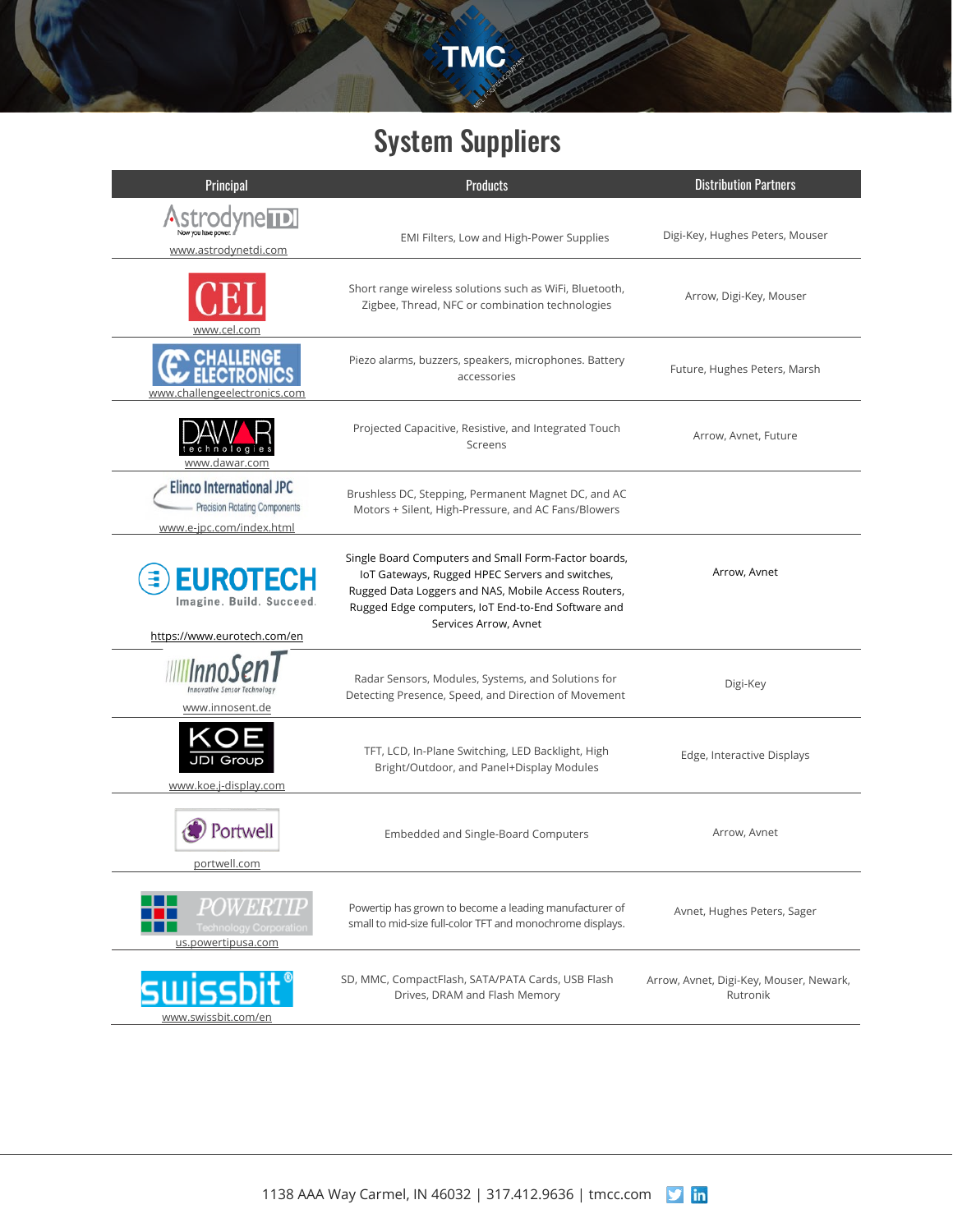# System Suppliers

| Principal | Products | Distribution Partners |
|---|---|---|
| AstrodyneTDI www.astrodynetdi.com | EMI Filters, Low and High-Power Supplies | Digi-Key, Hughes Peters, Mouser |
| CEL www.cel.com | Short range wireless solutions such as WiFi, Bluetooth, Zigbee, Thread, NFC or combination technologies | Arrow, Digi-Key, Mouser |
| Challenge Electronics www.challengeelectronics.com | Piezo alarms, buzzers, speakers, microphones. Battery accessories | Future, Hughes Peters, Marsh |
| Dawar Technologies www.dawar.com | Projected Capacitive, Resistive, and Integrated Touch Screens | Arrow, Avnet, Future |
| Elinco International JPC www.e-jpc.com/index.html | Brushless DC, Stepping, Permanent Magnet DC, and AC Motors + Silent, High-Pressure, and AC Fans/Blowers | |
| Eurotech https://www.eurotech.com/en | Single Board Computers and Small Form-Factor boards, IoT Gateways, Rugged HPEC Servers and switches, Rugged Data Loggers and NAS, Mobile Access Routers, Rugged Edge computers, IoT End-to-End Software and Services Arrow, Avnet | Arrow, Avnet |
| InnoSenT www.innosent.de | Radar Sensors, Modules, Systems, and Solutions for Detecting Presence, Speed, and Direction of Movement | Digi-Key |
| KOE JDI Group www.koe.j-display.com | TFT, LCD, In-Plane Switching, LED Backlight, High Bright/Outdoor, and Panel+Display Modules | Edge, Interactive Displays |
| Portwell portwell.com | Embedded and Single-Board Computers | Arrow, Avnet |
| Powertip us.powertipusa.com | Powertip has grown to become a leading manufacturer of small to mid-size full-color TFT and monochrome displays. | Avnet, Hughes Peters, Sager |
| Swissbit www.swissbit.com/en | SD, MMC, CompactFlash, SATA/PATA Cards, USB Flash Drives, DRAM and Flash Memory | Arrow, Avnet, Digi-Key, Mouser, Newark, Rutronik |

1138 AAA Way Carmel, IN 46032 | 317.412.9636 | tmcc.com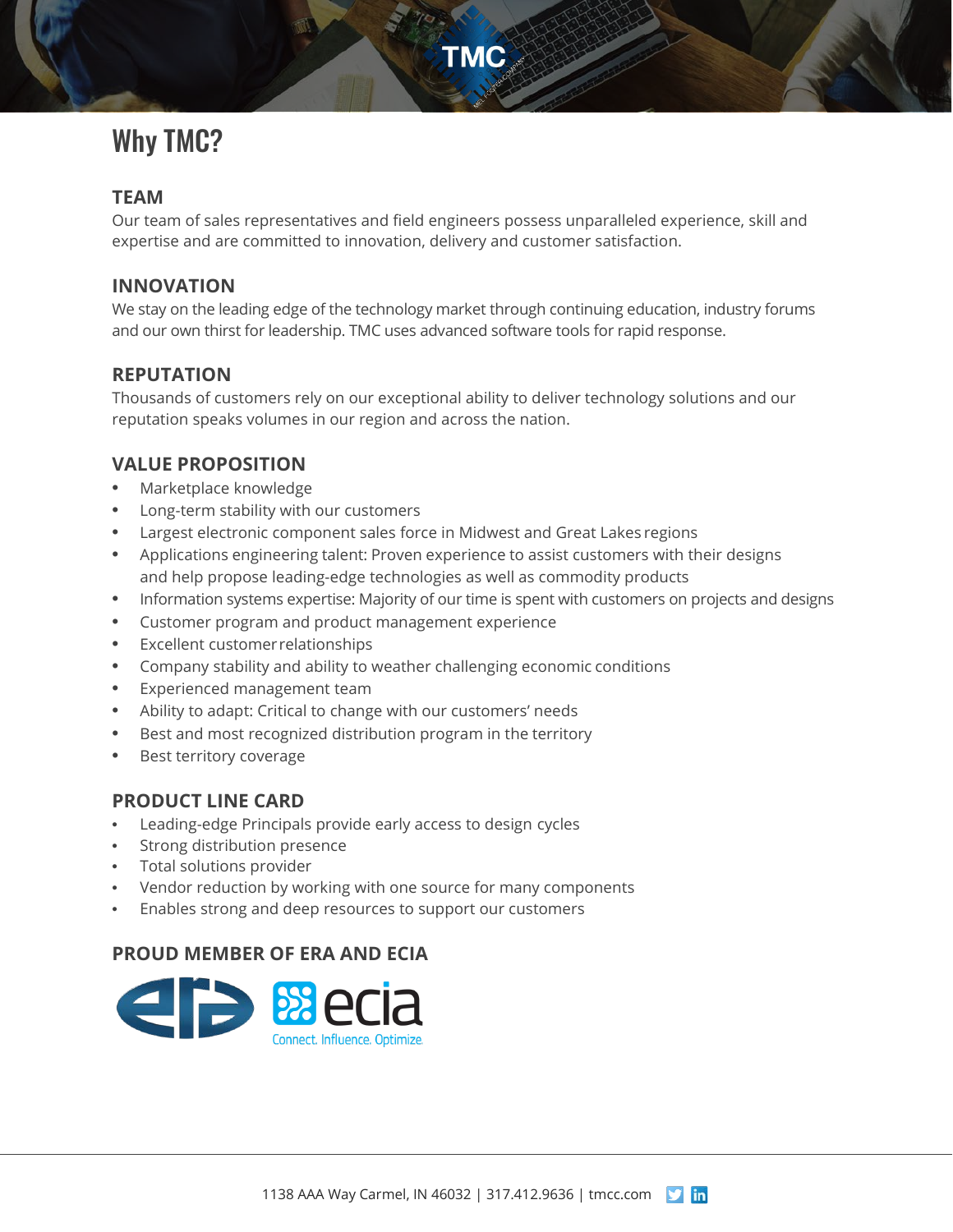# Why TMC?

## TEAM

Our team of sales representatives and field engineers possess unparalleled experience, skill and expertise and are committed to innovation, delivery and customer satisfaction.

## INNOVATION

We stay on the leading edge of the technology market through continuing education, industry forums and our own thirst for leadership. TMC uses advanced software tools for rapid response.

## REPUTATION

Thousands of customers rely on our exceptional ability to deliver technology solutions and our reputation speaks volumes in our region and across the nation.

## VALUE PROPOSITION

- Marketplace knowledge
- Long-term stability with our customers
- Largest electronic component sales force in Midwest and Great Lakes regions
- Applications engineering talent: Proven experience to assist customers with their designs and help propose leading-edge technologies as well as commodity products
- Information systems expertise: Majority of our time is spent with customers on projects and designs
- Customer program and product management experience
- Excellent customer relationships
- Company stability and ability to weather challenging economic conditions
- Experienced management team
- Ability to adapt: Critical to change with our customers' needs
- Best and most recognized distribution program in the territory
- Best territory coverage

## PRODUCT LINE CARD

- Leading-edge Principals provide early access to design cycles
- Strong distribution presence
- Total solutions provider
- Vendor reduction by working with one source for many components
- Enables strong and deep resources to support our customers

## PROUD MEMBER OF ERA AND ECIA

ecia
Connect. Influence. Optimize.

1138 AAA Way Carmel, IN 46032 | 317.412.9636 | tmcc.com